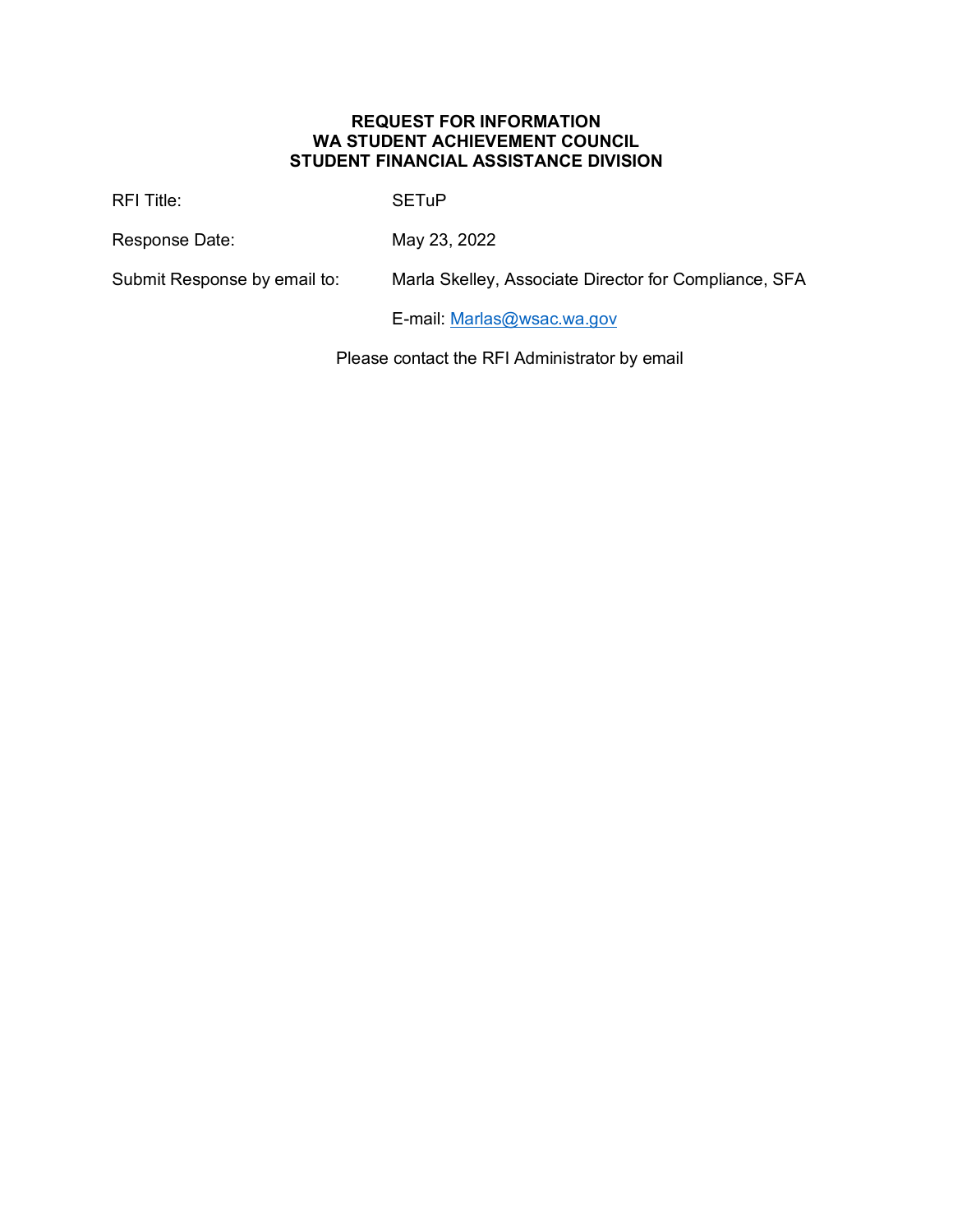**REQUEST FOR INFORMATION**
**WA STUDENT ACHIEVEMENT COUNCIL**
**STUDENT FINANCIAL ASSISTANCE DIVISION**

| | |
|---|---|
| RFI Title: | SETuP |
| Response Date: | May 23, 2022 |
| Submit Response by email to: | Marla Skelley, Associate Director for Compliance, SFA |
| | E-mail: Marlas@wsac.wa.gov |

Please contact the RFI Administrator by email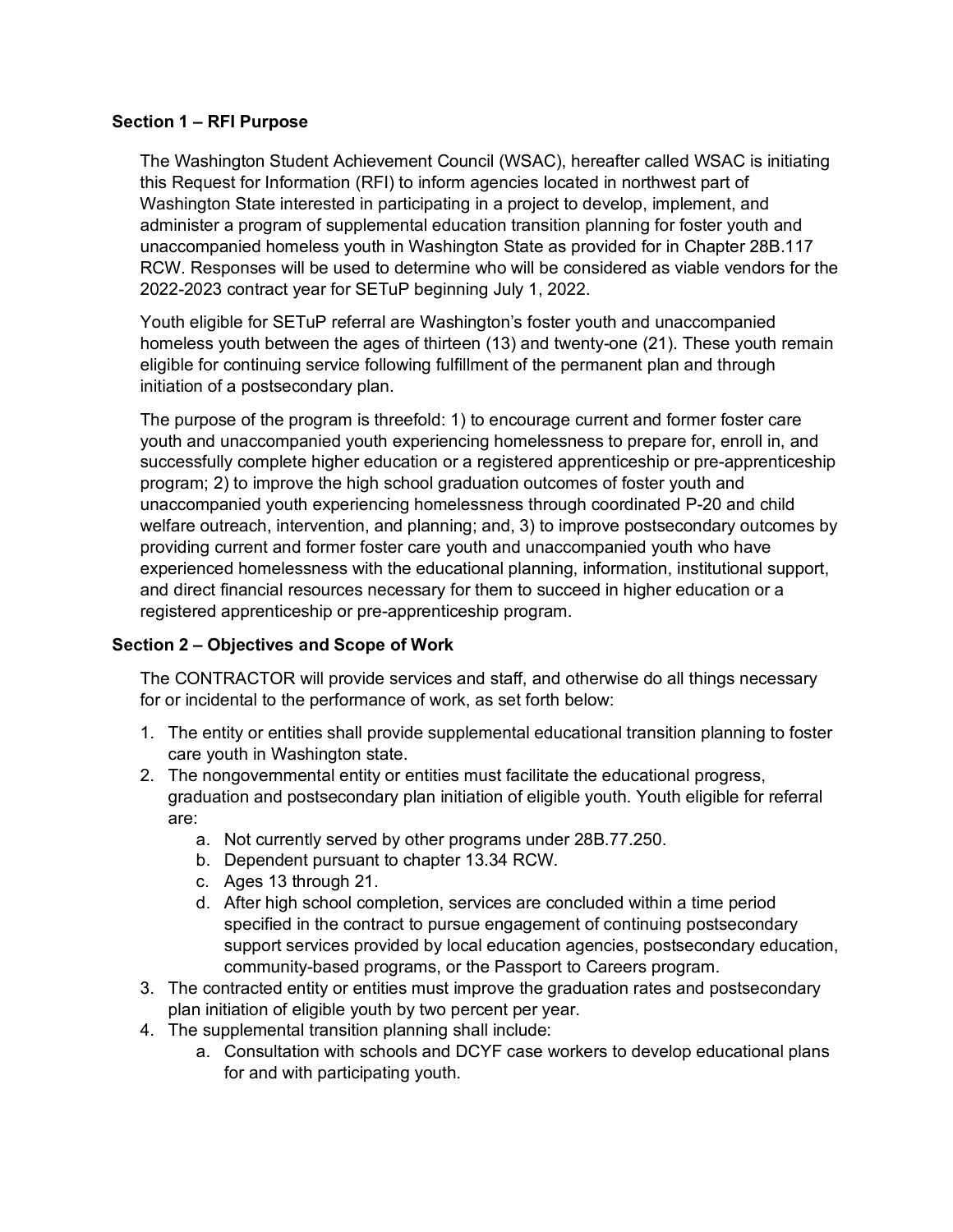**Section 1 – RFI Purpose**

The Washington Student Achievement Council (WSAC), hereafter called WSAC is initiating this Request for Information (RFI) to inform agencies located in northwest part of Washington State interested in participating in a project to develop, implement, and administer a program of supplemental education transition planning for foster youth and unaccompanied homeless youth in Washington State as provided for in Chapter 28B.117 RCW. Responses will be used to determine who will be considered as viable vendors for the 2022-2023 contract year for SETuP beginning July 1, 2022.

Youth eligible for SETuP referral are Washington's foster youth and unaccompanied homeless youth between the ages of thirteen (13) and twenty-one (21). These youth remain eligible for continuing service following fulfillment of the permanent plan and through initiation of a postsecondary plan.

The purpose of the program is threefold: 1) to encourage current and former foster care youth and unaccompanied youth experiencing homelessness to prepare for, enroll in, and successfully complete higher education or a registered apprenticeship or pre-apprenticeship program; 2) to improve the high school graduation outcomes of foster youth and unaccompanied youth experiencing homelessness through coordinated P-20 and child welfare outreach, intervention, and planning; and, 3) to improve postsecondary outcomes by providing current and former foster care youth and unaccompanied youth who have experienced homelessness with the educational planning, information, institutional support, and direct financial resources necessary for them to succeed in higher education or a registered apprenticeship or pre-apprenticeship program.

**Section 2 – Objectives and Scope of Work**

The CONTRACTOR will provide services and staff, and otherwise do all things necessary for or incidental to the performance of work, as set forth below:

1. The entity or entities shall provide supplemental educational transition planning to foster care youth in Washington state.
2. The nongovernmental entity or entities must facilitate the educational progress, graduation and postsecondary plan initiation of eligible youth. Youth eligible for referral are:
    a. Not currently served by other programs under 28B.77.250.
    b. Dependent pursuant to chapter 13.34 RCW.
    c. Ages 13 through 21.
    d. After high school completion, services are concluded within a time period specified in the contract to pursue engagement of continuing postsecondary support services provided by local education agencies, postsecondary education, community-based programs, or the Passport to Careers program.
3. The contracted entity or entities must improve the graduation rates and postsecondary plan initiation of eligible youth by two percent per year.
4. The supplemental transition planning shall include:
    a. Consultation with schools and DCYF case workers to develop educational plans for and with participating youth.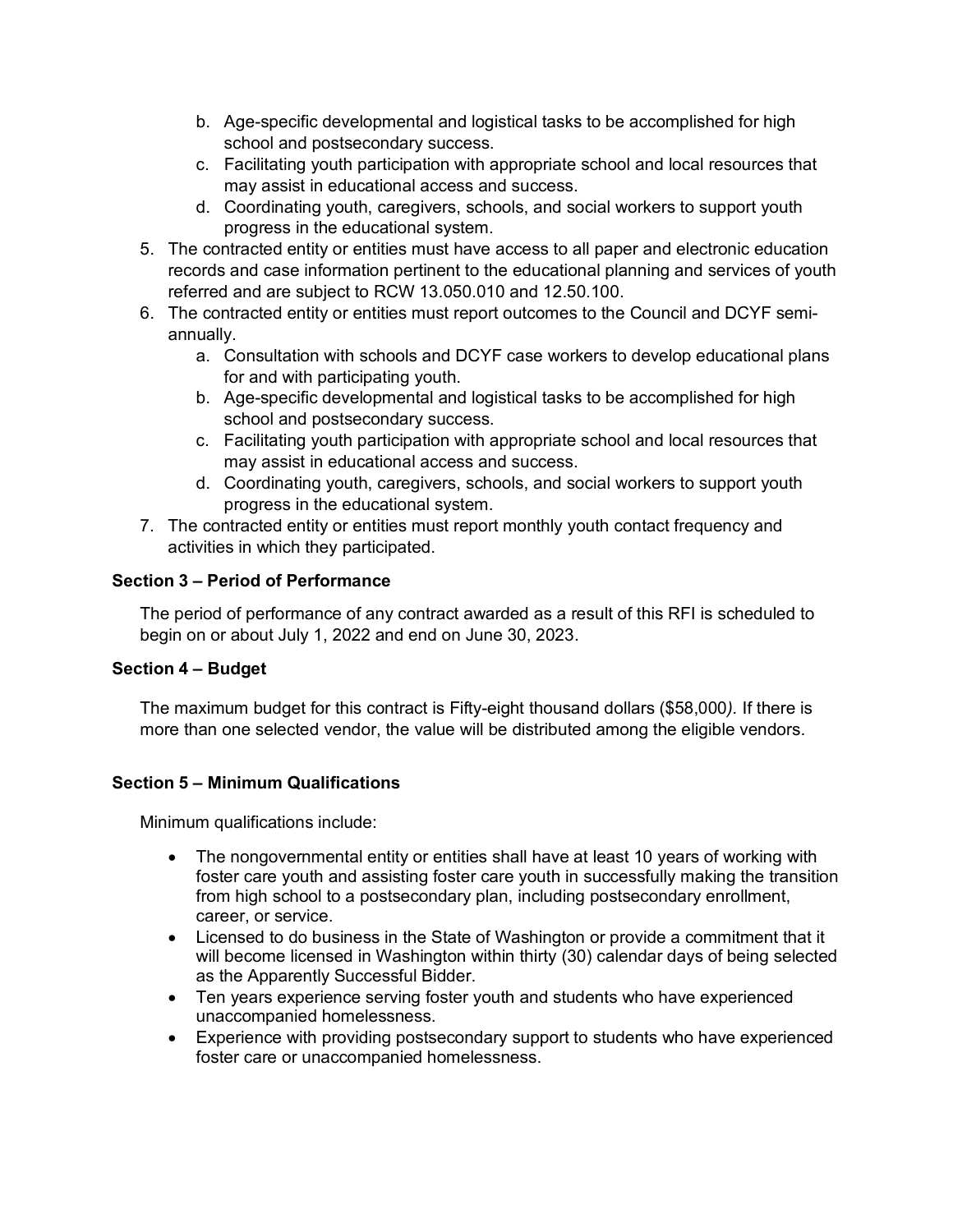b. Age-specific developmental and logistical tasks to be accomplished for high school and postsecondary success.
   c. Facilitating youth participation with appropriate school and local resources that may assist in educational access and success.
   d. Coordinating youth, caregivers, schools, and social workers to support youth progress in the educational system.
5. The contracted entity or entities must have access to all paper and electronic education records and case information pertinent to the educational planning and services of youth referred and are subject to RCW 13.050.010 and 12.50.100.
6. The contracted entity or entities must report outcomes to the Council and DCYF semi-annually.
   a. Consultation with schools and DCYF case workers to develop educational plans for and with participating youth.
   b. Age-specific developmental and logistical tasks to be accomplished for high school and postsecondary success.
   c. Facilitating youth participation with appropriate school and local resources that may assist in educational access and success.
   d. Coordinating youth, caregivers, schools, and social workers to support youth progress in the educational system.
7. The contracted entity or entities must report monthly youth contact frequency and activities in which they participated.

**Section 3 – Period of Performance**

The period of performance of any contract awarded as a result of this RFI is scheduled to begin on or about July 1, 2022 and end on June 30, 2023.

**Section 4 – Budget**

The maximum budget for this contract is Fifty-eight thousand dollars ($58,000*).* If there is more than one selected vendor, the value will be distributed among the eligible vendors.

**Section 5 – Minimum Qualifications**

Minimum qualifications include:

- The nongovernmental entity or entities shall have at least 10 years of working with foster care youth and assisting foster care youth in successfully making the transition from high school to a postsecondary plan, including postsecondary enrollment, career, or service.
- Licensed to do business in the State of Washington or provide a commitment that it will become licensed in Washington within thirty (30) calendar days of being selected as the Apparently Successful Bidder.
- Ten years experience serving foster youth and students who have experienced unaccompanied homelessness.
- Experience with providing postsecondary support to students who have experienced foster care or unaccompanied homelessness.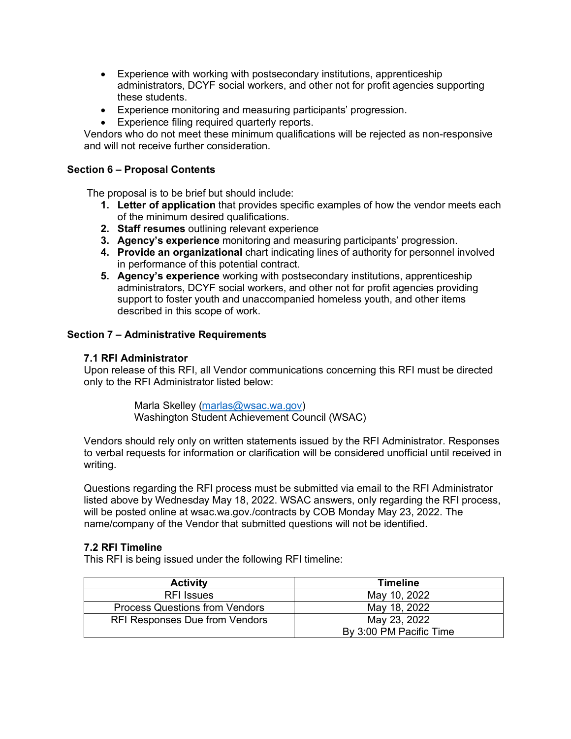- Experience with working with postsecondary institutions, apprenticeship administrators, DCYF social workers, and other not for profit agencies supporting these students.
- Experience monitoring and measuring participants' progression.
- Experience filing required quarterly reports.

Vendors who do not meet these minimum qualifications will be rejected as non-responsive and will not receive further consideration.

### Section 6 – Proposal Contents

The proposal is to be brief but should include:

1. **Letter of application** that provides specific examples of how the vendor meets each of the minimum desired qualifications.
2. **Staff resumes** outlining relevant experience
3. **Agency's experience** monitoring and measuring participants' progression.
4. **Provide an organizational** chart indicating lines of authority for personnel involved in performance of this potential contract.
5. **Agency's experience** working with postsecondary institutions, apprenticeship administrators, DCYF social workers, and other not for profit agencies providing support to foster youth and unaccompanied homeless youth, and other items described in this scope of work.

### Section 7 – Administrative Requirements

#### 7.1 RFI Administrator

Upon release of this RFI, all Vendor communications concerning this RFI must be directed only to the RFI Administrator listed below:

Marla Skelley (marlas@wsac.wa.gov)
Washington Student Achievement Council (WSAC)

Vendors should rely only on written statements issued by the RFI Administrator. Responses to verbal requests for information or clarification will be considered unofficial until received in writing.

Questions regarding the RFI process must be submitted via email to the RFI Administrator listed above by Wednesday May 18, 2022. WSAC answers, only regarding the RFI process, will be posted online at wsac.wa.gov./contracts by COB Monday May 23, 2022. The name/company of the Vendor that submitted questions will not be identified.

#### 7.2 RFI Timeline

This RFI is being issued under the following RFI timeline:

| Activity | Timeline |
|---|---|
| RFI Issues | May 10, 2022 |
| Process Questions from Vendors | May 18, 2022 |
| RFI Responses Due from Vendors | May 23, 2022<br>By 3:00 PM Pacific Time |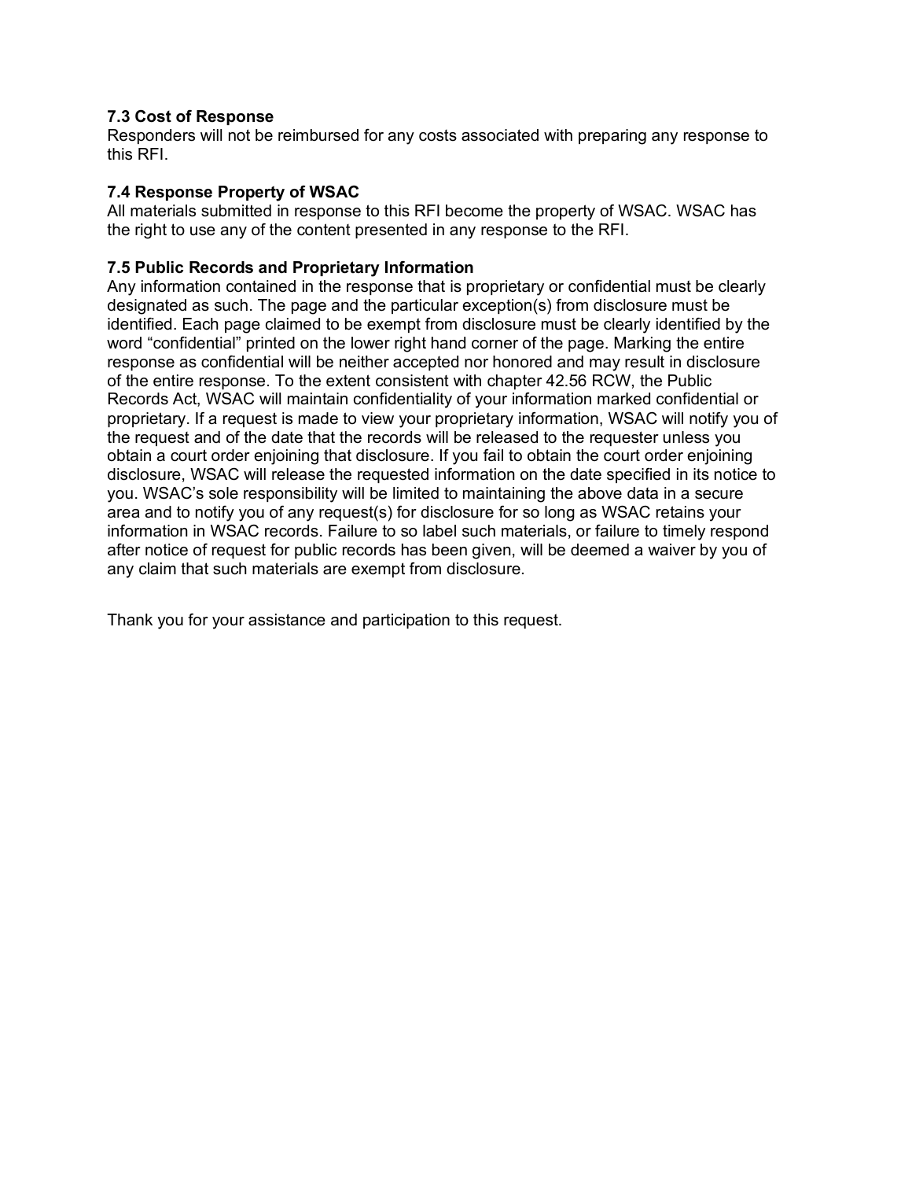### 7.3 Cost of Response

Responders will not be reimbursed for any costs associated with preparing any response to this RFI.

### 7.4 Response Property of WSAC

All materials submitted in response to this RFI become the property of WSAC. WSAC has the right to use any of the content presented in any response to the RFI.

### 7.5 Public Records and Proprietary Information

Any information contained in the response that is proprietary or confidential must be clearly designated as such. The page and the particular exception(s) from disclosure must be identified. Each page claimed to be exempt from disclosure must be clearly identified by the word “confidential” printed on the lower right hand corner of the page. Marking the entire response as confidential will be neither accepted nor honored and may result in disclosure of the entire response. To the extent consistent with chapter 42.56 RCW, the Public Records Act, WSAC will maintain confidentiality of your information marked confidential or proprietary. If a request is made to view your proprietary information, WSAC will notify you of the request and of the date that the records will be released to the requester unless you obtain a court order enjoining that disclosure. If you fail to obtain the court order enjoining disclosure, WSAC will release the requested information on the date specified in its notice to you. WSAC’s sole responsibility will be limited to maintaining the above data in a secure area and to notify you of any request(s) for disclosure for so long as WSAC retains your information in WSAC records. Failure to so label such materials, or failure to timely respond after notice of request for public records has been given, will be deemed a waiver by you of any claim that such materials are exempt from disclosure.

Thank you for your assistance and participation to this request.